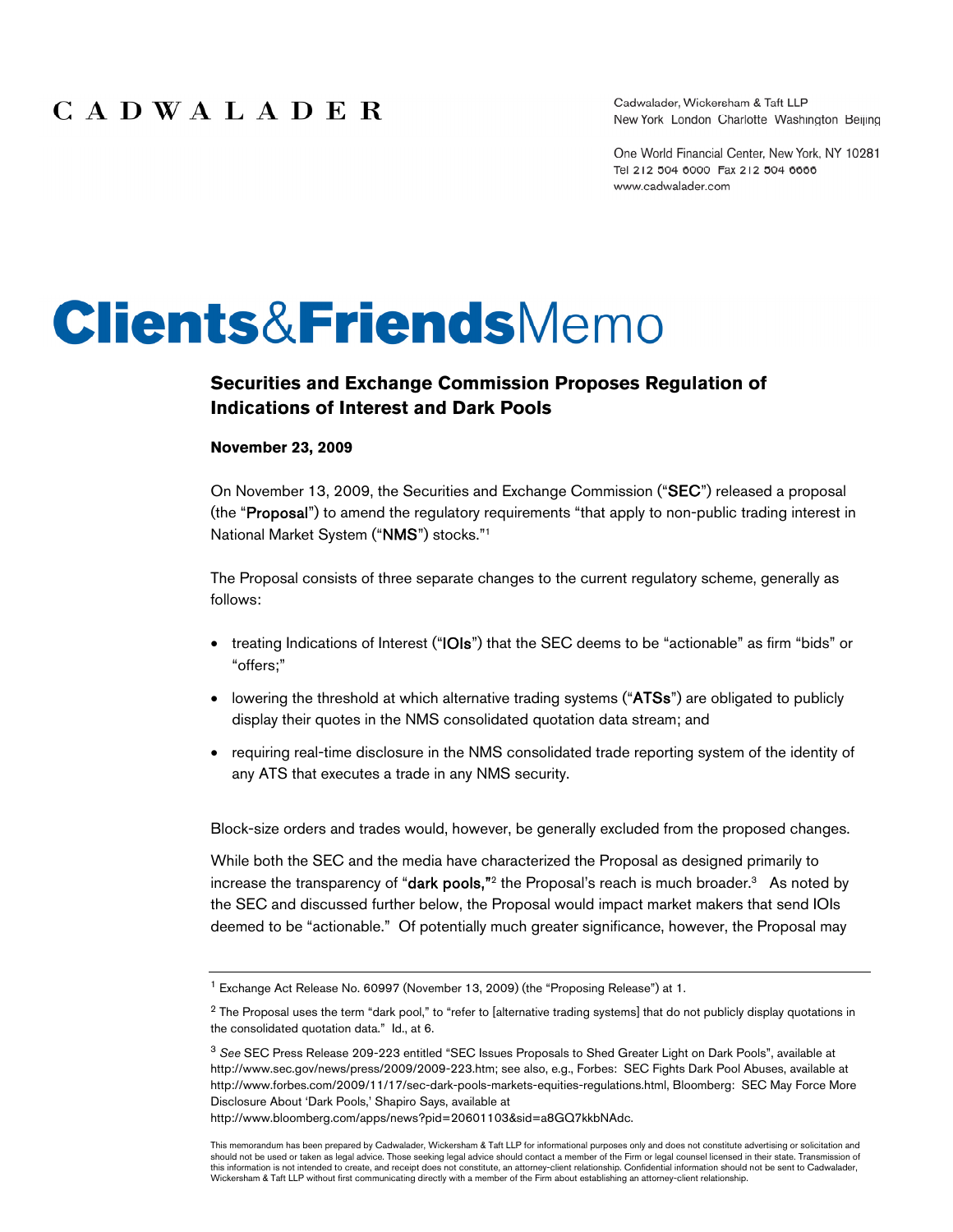CADWALADER

Cadwalader, Wickersham & Taft LLP
New York London Charlotte Washington Beijing

One World Financial Center, New York, NY 10281
Tel 212 504 6000 Fax 212 504 6666
www.cadwalader.com

# Clients&FriendsMemo

## Securities and Exchange Commission Proposes Regulation of Indications of Interest and Dark Pools

**November 23, 2009**

On November 13, 2009, the Securities and Exchange Commission ("**SEC**") released a proposal (the "**Proposal**") to amend the regulatory requirements "that apply to non-public trading interest in National Market System ("**NMS**") stocks."[1]

The Proposal consists of three separate changes to the current regulatory scheme, generally as follows:

- treating Indications of Interest ("**IOIs**") that the SEC deems to be "actionable" as firm "bids" or "offers;"
- lowering the threshold at which alternative trading systems ("**ATSs**") are obligated to publicly display their quotes in the NMS consolidated quotation data stream; and
- requiring real-time disclosure in the NMS consolidated trade reporting system of the identity of any ATS that executes a trade in any NMS security.

Block-size orders and trades would, however, be generally excluded from the proposed changes.

While both the SEC and the media have characterized the Proposal as designed primarily to increase the transparency of "**dark pools,**"[2] the Proposal's reach is much broader.[3] As noted by the SEC and discussed further below, the Proposal would impact market makers that send IOIs deemed to be "actionable." Of potentially much greater significance, however, the Proposal may

---

[1] Exchange Act Release No. 60997 (November 13, 2009) (the "Proposing Release") at 1.

[2] The Proposal uses the term "dark pool," to "refer to [alternative trading systems] that do not publicly display quotations in the consolidated quotation data." Id., at 6.

[3] *See* SEC Press Release 209-223 entitled "SEC Issues Proposals to Shed Greater Light on Dark Pools", available at http://www.sec.gov/news/press/2009/2009-223.htm; see also, e.g., Forbes: SEC Fights Dark Pool Abuses, available at http://www.forbes.com/2009/11/17/sec-dark-pools-markets-equities-regulations.html, Bloomberg: SEC May Force More Disclosure About 'Dark Pools,' Shapiro Says, available at http://www.bloomberg.com/apps/news?pid=20601103&sid=a8GQ7kkbNAdc.

This memorandum has been prepared by Cadwalader, Wickersham & Taft LLP for informational purposes only and does not constitute advertising or solicitation and should not be used or taken as legal advice. Those seeking legal advice should contact a member of the Firm or legal counsel licensed in their state. Transmission of this information is not intended to create, and receipt does not constitute, an attorney-client relationship. Confidential information should not be sent to Cadwalader, Wickersham & Taft LLP without first communicating directly with a member of the Firm about establishing an attorney-client relationship.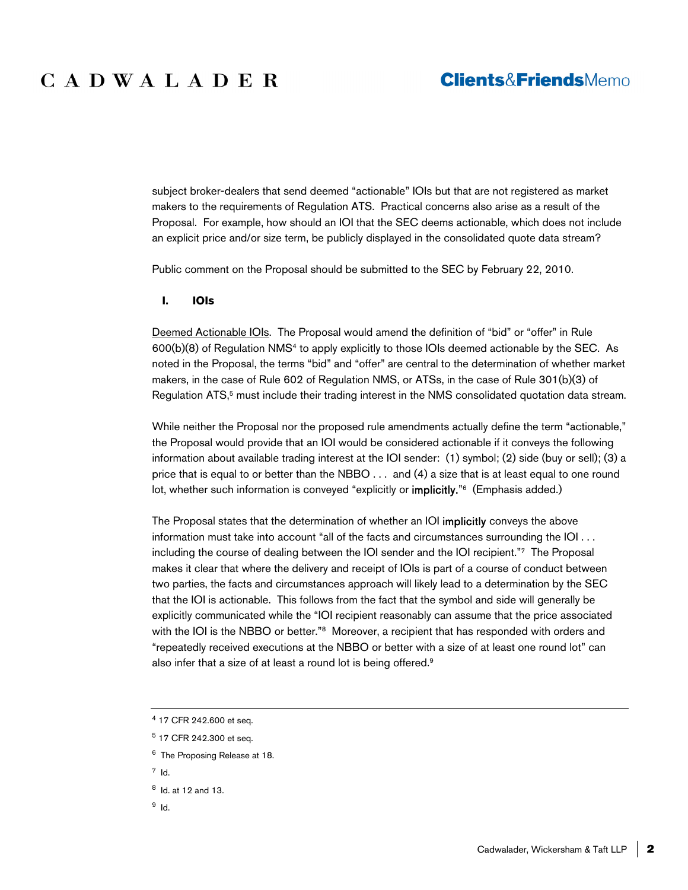subject broker-dealers that send deemed "actionable" IOIs but that are not registered as market makers to the requirements of Regulation ATS. Practical concerns also arise as a result of the Proposal. For example, how should an IOI that the SEC deems actionable, which does not include an explicit price and/or size term, be publicly displayed in the consolidated quote data stream?

Public comment on the Proposal should be submitted to the SEC by February 22, 2010.

## I. IOIs

Deemed Actionable IOIs. The Proposal would amend the definition of "bid" or "offer" in Rule 600(b)(8) of Regulation NMS[4] to apply explicitly to those IOIs deemed actionable by the SEC. As noted in the Proposal, the terms "bid" and "offer" are central to the determination of whether market makers, in the case of Rule 602 of Regulation NMS, or ATSs, in the case of Rule 301(b)(3) of Regulation ATS,[5] must include their trading interest in the NMS consolidated quotation data stream.

While neither the Proposal nor the proposed rule amendments actually define the term "actionable," the Proposal would provide that an IOI would be considered actionable if it conveys the following information about available trading interest at the IOI sender: (1) symbol; (2) side (buy or sell); (3) a price that is equal to or better than the NBBO . . . and (4) a size that is at least equal to one round lot, whether such information is conveyed "explicitly or **implicitly.**"[6] (Emphasis added.)

The Proposal states that the determination of whether an IOI **implicitly** conveys the above information must take into account "all of the facts and circumstances surrounding the IOI . . . including the course of dealing between the IOI sender and the IOI recipient."[7] The Proposal makes it clear that where the delivery and receipt of IOIs is part of a course of conduct between two parties, the facts and circumstances approach will likely lead to a determination by the SEC that the IOI is actionable. This follows from the fact that the symbol and side will generally be explicitly communicated while the "IOI recipient reasonably can assume that the price associated with the IOI is the NBBO or better."[8] Moreover, a recipient that has responded with orders and "repeatedly received executions at the NBBO or better with a size of at least one round lot" can also infer that a size of at least a round lot is being offered.[9]

---

[4] 17 CFR 242.600 et seq.

[5] 17 CFR 242.300 et seq.

[6] The Proposing Release at 18.

[7] Id.

[8] Id. at 12 and 13.

[9] Id.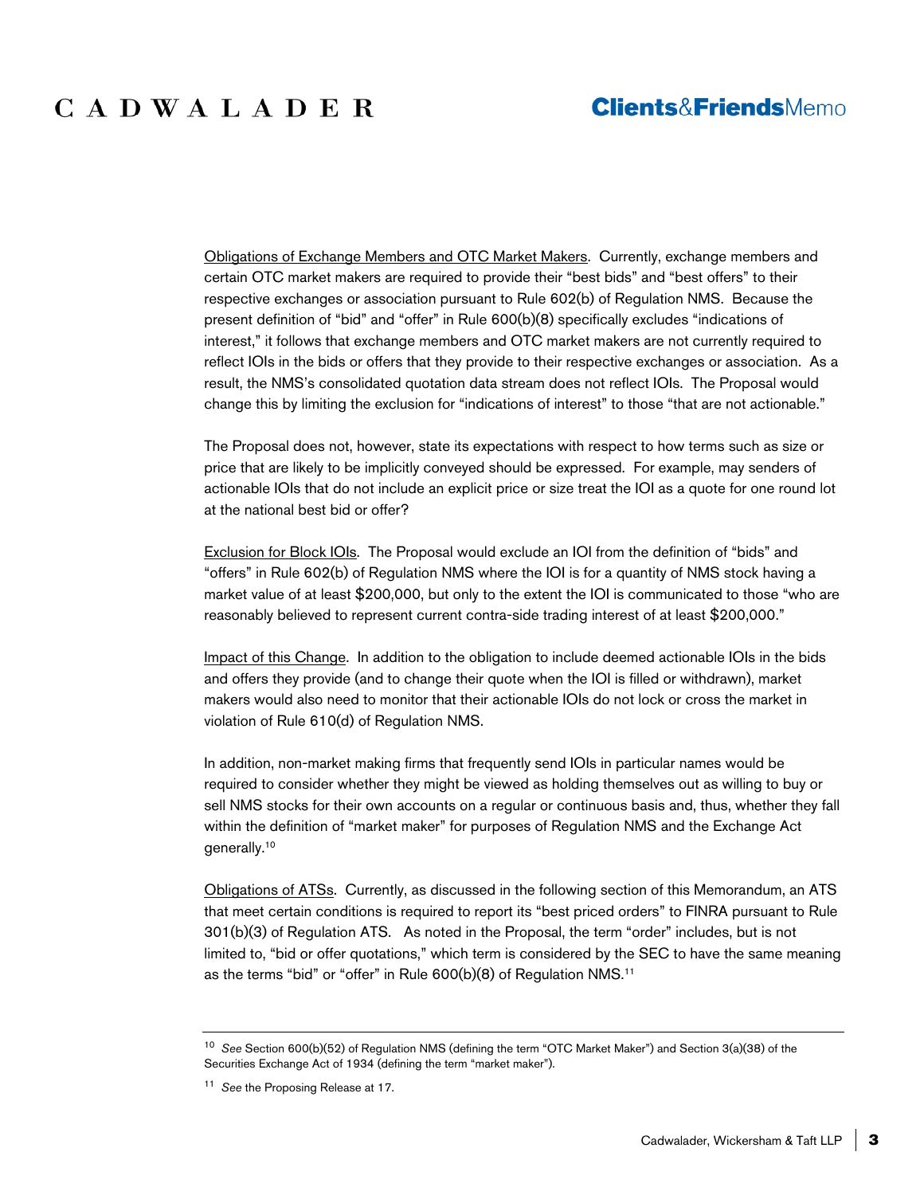<u>Obligations of Exchange Members and OTC Market Makers</u>. Currently, exchange members and certain OTC market makers are required to provide their "best bids" and "best offers" to their respective exchanges or association pursuant to Rule 602(b) of Regulation NMS. Because the present definition of "bid" and "offer" in Rule 600(b)(8) specifically excludes "indications of interest," it follows that exchange members and OTC market makers are not currently required to reflect IOIs in the bids or offers that they provide to their respective exchanges or association. As a result, the NMS's consolidated quotation data stream does not reflect IOIs. The Proposal would change this by limiting the exclusion for "indications of interest" to those "that are not actionable."

The Proposal does not, however, state its expectations with respect to how terms such as size or price that are likely to be implicitly conveyed should be expressed. For example, may senders of actionable IOIs that do not include an explicit price or size treat the IOI as a quote for one round lot at the national best bid or offer?

<u>Exclusion for Block IOIs</u>. The Proposal would exclude an IOI from the definition of "bids" and "offers" in Rule 602(b) of Regulation NMS where the IOI is for a quantity of NMS stock having a market value of at least $200,000, but only to the extent the IOI is communicated to those "who are reasonably believed to represent current contra-side trading interest of at least $200,000."

<u>Impact of this Change</u>. In addition to the obligation to include deemed actionable IOIs in the bids and offers they provide (and to change their quote when the IOI is filled or withdrawn), market makers would also need to monitor that their actionable IOIs do not lock or cross the market in violation of Rule 610(d) of Regulation NMS.

In addition, non-market making firms that frequently send IOIs in particular names would be required to consider whether they might be viewed as holding themselves out as willing to buy or sell NMS stocks for their own accounts on a regular or continuous basis and, thus, whether they fall within the definition of "market maker" for purposes of Regulation NMS and the Exchange Act generally.[10]

<u>Obligations of ATSs</u>. Currently, as discussed in the following section of this Memorandum, an ATS that meet certain conditions is required to report its "best priced orders" to FINRA pursuant to Rule 301(b)(3) of Regulation ATS. As noted in the Proposal, the term "order" includes, but is not limited to, "bid or offer quotations," which term is considered by the SEC to have the same meaning as the terms "bid" or "offer" in Rule 600(b)(8) of Regulation NMS.[11]

---

[10] *See* Section 600(b)(52) of Regulation NMS (defining the term "OTC Market Maker") and Section 3(a)(38) of the Securities Exchange Act of 1934 (defining the term "market maker").

[11] *See* the Proposing Release at 17.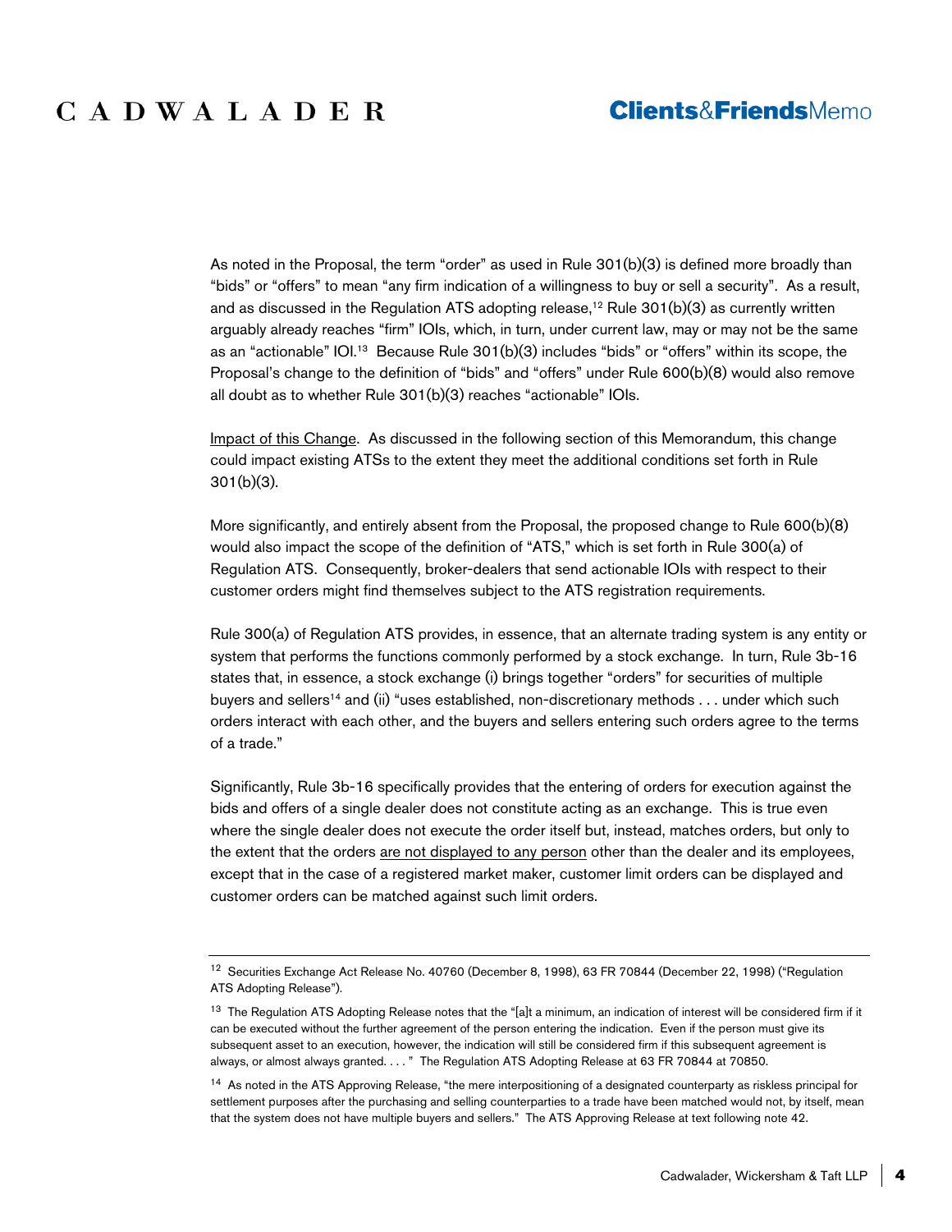As noted in the Proposal, the term "order" as used in Rule 301(b)(3) is defined more broadly than "bids" or "offers" to mean "any firm indication of a willingness to buy or sell a security". As a result, and as discussed in the Regulation ATS adopting release,[12] Rule 301(b)(3) as currently written arguably already reaches "firm" IOIs, which, in turn, under current law, may or may not be the same as an "actionable" IOI.[13] Because Rule 301(b)(3) includes "bids" or "offers" within its scope, the Proposal's change to the definition of "bids" and "offers" under Rule 600(b)(8) would also remove all doubt as to whether Rule 301(b)(3) reaches "actionable" IOIs.

<u>Impact of this Change</u>. As discussed in the following section of this Memorandum, this change could impact existing ATSs to the extent they meet the additional conditions set forth in Rule 301(b)(3).

More significantly, and entirely absent from the Proposal, the proposed change to Rule 600(b)(8) would also impact the scope of the definition of "ATS," which is set forth in Rule 300(a) of Regulation ATS. Consequently, broker-dealers that send actionable IOIs with respect to their customer orders might find themselves subject to the ATS registration requirements.

Rule 300(a) of Regulation ATS provides, in essence, that an alternate trading system is any entity or system that performs the functions commonly performed by a stock exchange. In turn, Rule 3b-16 states that, in essence, a stock exchange (i) brings together "orders" for securities of multiple buyers and sellers[14] and (ii) "uses established, non-discretionary methods . . . under which such orders interact with each other, and the buyers and sellers entering such orders agree to the terms of a trade."

Significantly, Rule 3b-16 specifically provides that the entering of orders for execution against the bids and offers of a single dealer does not constitute acting as an exchange. This is true even where the single dealer does not execute the order itself but, instead, matches orders, but only to the extent that the orders <u>are not displayed to any person</u> other than the dealer and its employees, except that in the case of a registered market maker, customer limit orders can be displayed and customer orders can be matched against such limit orders.

---

[12] Securities Exchange Act Release No. 40760 (December 8, 1998), 63 FR 70844 (December 22, 1998) ("Regulation ATS Adopting Release").

[13] The Regulation ATS Adopting Release notes that the "[a]t a minimum, an indication of interest will be considered firm if it can be executed without the further agreement of the person entering the indication. Even if the person must give its subsequent asset to an execution, however, the indication will still be considered firm if this subsequent agreement is always, or almost always granted. . . . " The Regulation ATS Adopting Release at 63 FR 70844 at 70850.

[14] As noted in the ATS Approving Release, "the mere interpositioning of a designated counterparty as riskless principal for settlement purposes after the purchasing and selling counterparties to a trade have been matched would not, by itself, mean that the system does not have multiple buyers and sellers." The ATS Approving Release at text following note 42.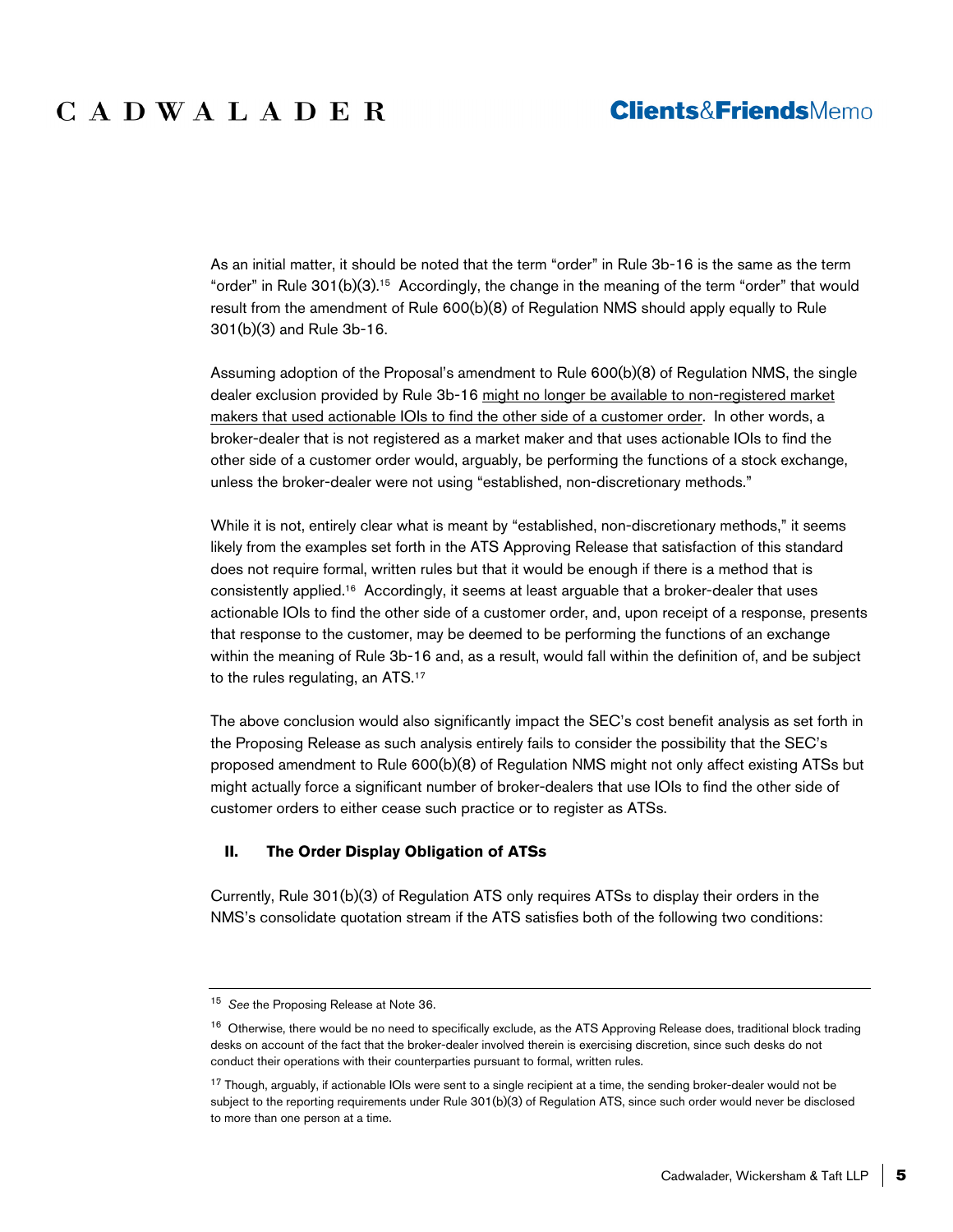As an initial matter, it should be noted that the term "order" in Rule 3b-16 is the same as the term "order" in Rule 301(b)(3).[15] Accordingly, the change in the meaning of the term "order" that would result from the amendment of Rule 600(b)(8) of Regulation NMS should apply equally to Rule 301(b)(3) and Rule 3b-16.

Assuming adoption of the Proposal's amendment to Rule 600(b)(8) of Regulation NMS, the single dealer exclusion provided by Rule 3b-16 <u>might no longer be available to non-registered market makers that used actionable IOIs to find the other side of a customer order</u>. In other words, a broker-dealer that is not registered as a market maker and that uses actionable IOIs to find the other side of a customer order would, arguably, be performing the functions of a stock exchange, unless the broker-dealer were not using "established, non-discretionary methods."

While it is not, entirely clear what is meant by "established, non-discretionary methods," it seems likely from the examples set forth in the ATS Approving Release that satisfaction of this standard does not require formal, written rules but that it would be enough if there is a method that is consistently applied.[16] Accordingly, it seems at least arguable that a broker-dealer that uses actionable IOIs to find the other side of a customer order, and, upon receipt of a response, presents that response to the customer, may be deemed to be performing the functions of an exchange within the meaning of Rule 3b-16 and, as a result, would fall within the definition of, and be subject to the rules regulating, an ATS.[17]

The above conclusion would also significantly impact the SEC's cost benefit analysis as set forth in the Proposing Release as such analysis entirely fails to consider the possibility that the SEC's proposed amendment to Rule 600(b)(8) of Regulation NMS might not only affect existing ATSs but might actually force a significant number of broker-dealers that use IOIs to find the other side of customer orders to either cease such practice or to register as ATSs.

## II. The Order Display Obligation of ATSs

Currently, Rule 301(b)(3) of Regulation ATS only requires ATSs to display their orders in the NMS's consolidate quotation stream if the ATS satisfies both of the following two conditions:

---

[15] *See* the Proposing Release at Note 36.

[16] Otherwise, there would be no need to specifically exclude, as the ATS Approving Release does, traditional block trading desks on account of the fact that the broker-dealer involved therein is exercising discretion, since such desks do not conduct their operations with their counterparties pursuant to formal, written rules.

[17] Though, arguably, if actionable IOIs were sent to a single recipient at a time, the sending broker-dealer would not be subject to the reporting requirements under Rule 301(b)(3) of Regulation ATS, since such order would never be disclosed to more than one person at a time.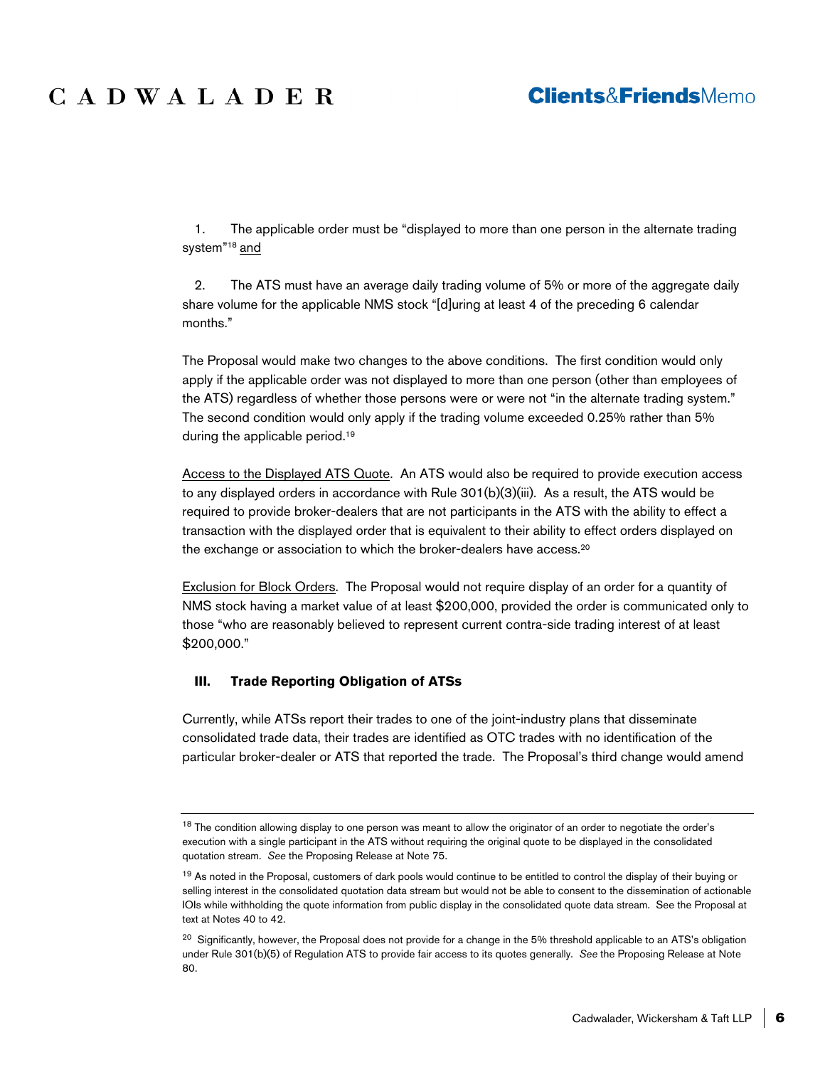1. The applicable order must be "displayed to more than one person in the alternate trading system"[18] and

2. The ATS must have an average daily trading volume of 5% or more of the aggregate daily share volume for the applicable NMS stock "[d]uring at least 4 of the preceding 6 calendar months."

The Proposal would make two changes to the above conditions. The first condition would only apply if the applicable order was not displayed to more than one person (other than employees of the ATS) regardless of whether those persons were or were not "in the alternate trading system." The second condition would only apply if the trading volume exceeded 0.25% rather than 5% during the applicable period.[19]

Access to the Displayed ATS Quote. An ATS would also be required to provide execution access to any displayed orders in accordance with Rule 301(b)(3)(iii). As a result, the ATS would be required to provide broker-dealers that are not participants in the ATS with the ability to effect a transaction with the displayed order that is equivalent to their ability to effect orders displayed on the exchange or association to which the broker-dealers have access.[20]

Exclusion for Block Orders. The Proposal would not require display of an order for a quantity of NMS stock having a market value of at least $200,000, provided the order is communicated only to those "who are reasonably believed to represent current contra-side trading interest of at least $200,000."

### III. Trade Reporting Obligation of ATSs

Currently, while ATSs report their trades to one of the joint-industry plans that disseminate consolidated trade data, their trades are identified as OTC trades with no identification of the particular broker-dealer or ATS that reported the trade. The Proposal's third change would amend

---

[18] The condition allowing display to one person was meant to allow the originator of an order to negotiate the order's execution with a single participant in the ATS without requiring the original quote to be displayed in the consolidated quotation stream. *See* the Proposing Release at Note 75.

[19] As noted in the Proposal, customers of dark pools would continue to be entitled to control the display of their buying or selling interest in the consolidated quotation data stream but would not be able to consent to the dissemination of actionable IOIs while withholding the quote information from public display in the consolidated quote data stream. See the Proposal at text at Notes 40 to 42.

[20] Significantly, however, the Proposal does not provide for a change in the 5% threshold applicable to an ATS's obligation under Rule 301(b)(5) of Regulation ATS to provide fair access to its quotes generally. *See* the Proposing Release at Note 80.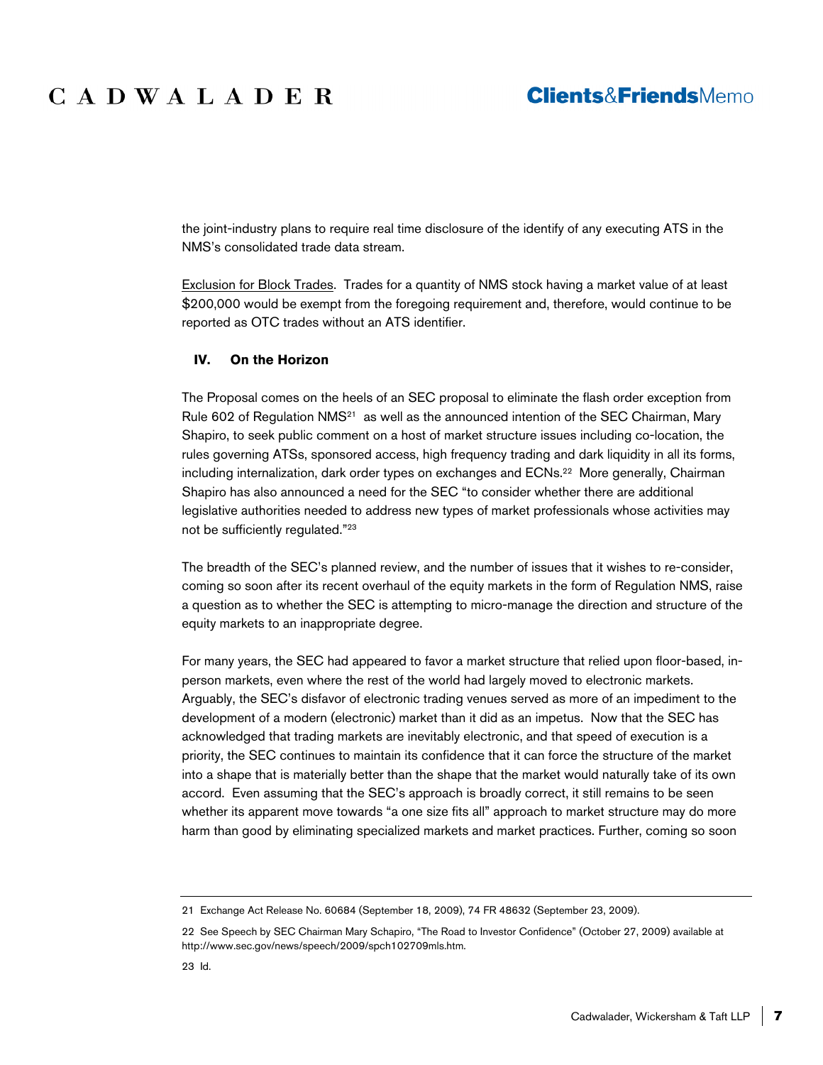the joint-industry plans to require real time disclosure of the identify of any executing ATS in the NMS's consolidated trade data stream.

<u>Exclusion for Block Trades</u>. Trades for a quantity of NMS stock having a market value of at least $200,000 would be exempt from the foregoing requirement and, therefore, would continue to be reported as OTC trades without an ATS identifier.

## IV. On the Horizon

The Proposal comes on the heels of an SEC proposal to eliminate the flash order exception from Rule 602 of Regulation NMS[21] as well as the announced intention of the SEC Chairman, Mary Shapiro, to seek public comment on a host of market structure issues including co-location, the rules governing ATSs, sponsored access, high frequency trading and dark liquidity in all its forms, including internalization, dark order types on exchanges and ECNs.[22] More generally, Chairman Shapiro has also announced a need for the SEC "to consider whether there are additional legislative authorities needed to address new types of market professionals whose activities may not be sufficiently regulated."[23]

The breadth of the SEC's planned review, and the number of issues that it wishes to re-consider, coming so soon after its recent overhaul of the equity markets in the form of Regulation NMS, raise a question as to whether the SEC is attempting to micro-manage the direction and structure of the equity markets to an inappropriate degree.

For many years, the SEC had appeared to favor a market structure that relied upon floor-based, in-person markets, even where the rest of the world had largely moved to electronic markets. Arguably, the SEC's disfavor of electronic trading venues served as more of an impediment to the development of a modern (electronic) market than it did as an impetus. Now that the SEC has acknowledged that trading markets are inevitably electronic, and that speed of execution is a priority, the SEC continues to maintain its confidence that it can force the structure of the market into a shape that is materially better than the shape that the market would naturally take of its own accord. Even assuming that the SEC's approach is broadly correct, it still remains to be seen whether its apparent move towards "a one size fits all" approach to market structure may do more harm than good by eliminating specialized markets and market practices. Further, coming so soon

---

21 Exchange Act Release No. 60684 (September 18, 2009), 74 FR 48632 (September 23, 2009).

22 See Speech by SEC Chairman Mary Schapiro, "The Road to Investor Confidence" (October 27, 2009) available at http://www.sec.gov/news/speech/2009/spch102709mls.htm.

23 Id.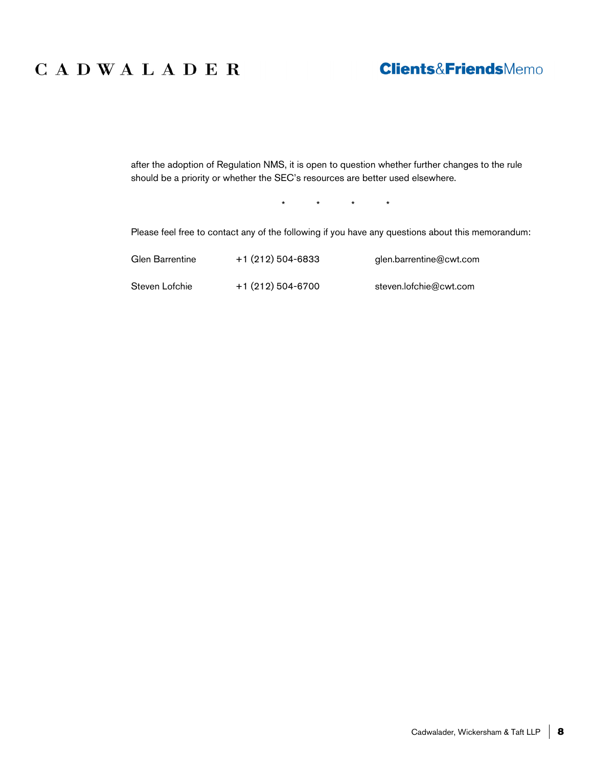after the adoption of Regulation NMS, it is open to question whether further changes to the rule should be a priority or whether the SEC's resources are better used elsewhere.

\*          \*          \*          \*

Please feel free to contact any of the following if you have any questions about this memorandum:

| | | |
|---|---|---|
| Glen Barrentine | +1 (212) 504-6833 | glen.barrentine@cwt.com |
| Steven Lofchie | +1 (212) 504-6700 | steven.lofchie@cwt.com |